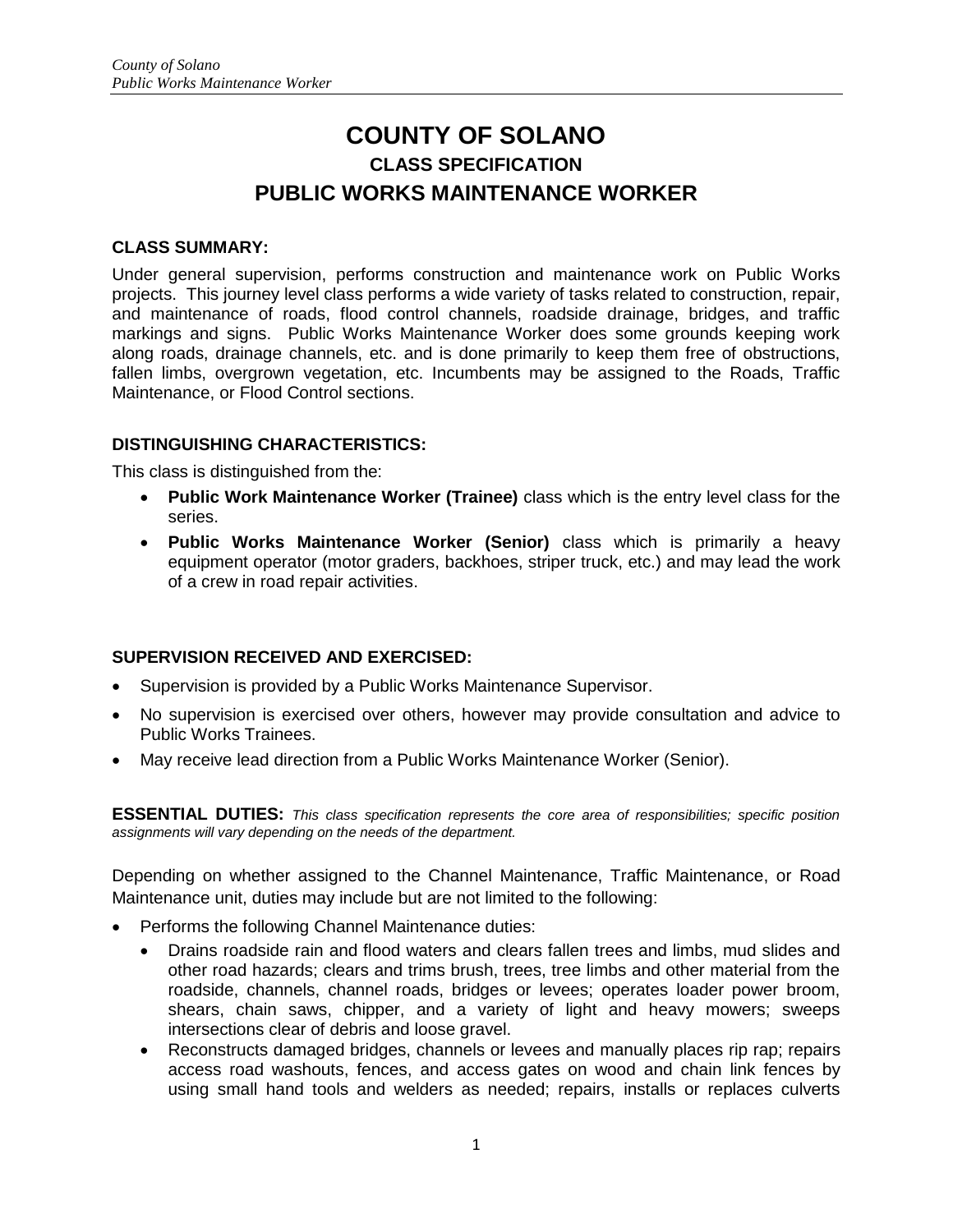# COUNTY OF SOLANO

## CLASS SPECIFICATION

## PUBLIC WORKS MAINTENANCE WORKER

**CLASS SUMMARY:**

Under general supervision, performs construction and maintenance work on Public Works projects. This journey level class performs a wide variety of tasks related to construction, repair, and maintenance of roads, flood control channels, roadside drainage, bridges, and traffic markings and signs. Public Works Maintenance Worker does some grounds keeping work along roads, drainage channels, etc. and is done primarily to keep them free of obstructions, fallen limbs, overgrown vegetation, etc. Incumbents may be assigned to the Roads, Traffic Maintenance, or Flood Control sections.

**DISTINGUISHING CHARACTERISTICS:**

This class is distinguished from the:

- **Public Work Maintenance Worker (Trainee)** class which is the entry level class for the series.
- **Public Works Maintenance Worker (Senior)** class which is primarily a heavy equipment operator (motor graders, backhoes, striper truck, etc.) and may lead the work of a crew in road repair activities.

**SUPERVISION RECEIVED AND EXERCISED:**

- Supervision is provided by a Public Works Maintenance Supervisor.
- No supervision is exercised over others, however may provide consultation and advice to Public Works Trainees.
- May receive lead direction from a Public Works Maintenance Worker (Senior).

**ESSENTIAL DUTIES:** *This class specification represents the core area of responsibilities; specific position assignments will vary depending on the needs of the department.*

Depending on whether assigned to the Channel Maintenance, Traffic Maintenance, or Road Maintenance unit, duties may include but are not limited to the following:

- Performs the following Channel Maintenance duties:
  - Drains roadside rain and flood waters and clears fallen trees and limbs, mud slides and other road hazards; clears and trims brush, trees, tree limbs and other material from the roadside, channels, channel roads, bridges or levees; operates loader power broom, shears, chain saws, chipper, and a variety of light and heavy mowers; sweeps intersections clear of debris and loose gravel.
  - Reconstructs damaged bridges, channels or levees and manually places rip rap; repairs access road washouts, fences, and access gates on wood and chain link fences by using small hand tools and welders as needed; repairs, installs or replaces culverts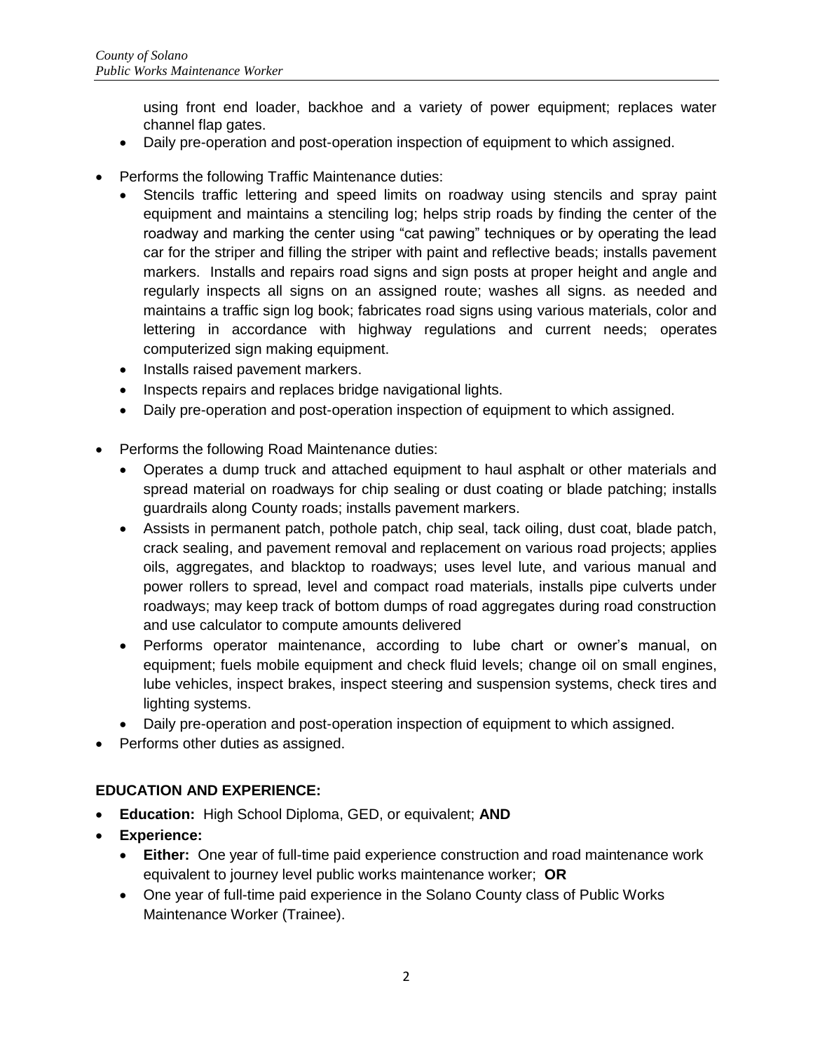using front end loader, backhoe and a variety of power equipment; replaces water channel flap gates.
  - Daily pre-operation and post-operation inspection of equipment to which assigned.

- Performs the following Traffic Maintenance duties:
  - Stencils traffic lettering and speed limits on roadway using stencils and spray paint equipment and maintains a stenciling log; helps strip roads by finding the center of the roadway and marking the center using "cat pawing" techniques or by operating the lead car for the striper and filling the striper with paint and reflective beads; installs pavement markers. Installs and repairs road signs and sign posts at proper height and angle and regularly inspects all signs on an assigned route; washes all signs. as needed and maintains a traffic sign log book; fabricates road signs using various materials, color and lettering in accordance with highway regulations and current needs; operates computerized sign making equipment.
  - Installs raised pavement markers.
  - Inspects repairs and replaces bridge navigational lights.
  - Daily pre-operation and post-operation inspection of equipment to which assigned.

- Performs the following Road Maintenance duties:
  - Operates a dump truck and attached equipment to haul asphalt or other materials and spread material on roadways for chip sealing or dust coating or blade patching; installs guardrails along County roads; installs pavement markers.
  - Assists in permanent patch, pothole patch, chip seal, tack oiling, dust coat, blade patch, crack sealing, and pavement removal and replacement on various road projects; applies oils, aggregates, and blacktop to roadways; uses level lute, and various manual and power rollers to spread, level and compact road materials, installs pipe culverts under roadways; may keep track of bottom dumps of road aggregates during road construction and use calculator to compute amounts delivered
  - Performs operator maintenance, according to lube chart or owner's manual, on equipment; fuels mobile equipment and check fluid levels; change oil on small engines, lube vehicles, inspect brakes, inspect steering and suspension systems, check tires and lighting systems.
  - Daily pre-operation and post-operation inspection of equipment to which assigned.
- Performs other duties as assigned.

## EDUCATION AND EXPERIENCE:

- **Education:** High School Diploma, GED, or equivalent; **AND**
- **Experience:**
  - **Either:** One year of full-time paid experience construction and road maintenance work equivalent to journey level public works maintenance worker; **OR**
  - One year of full-time paid experience in the Solano County class of Public Works Maintenance Worker (Trainee).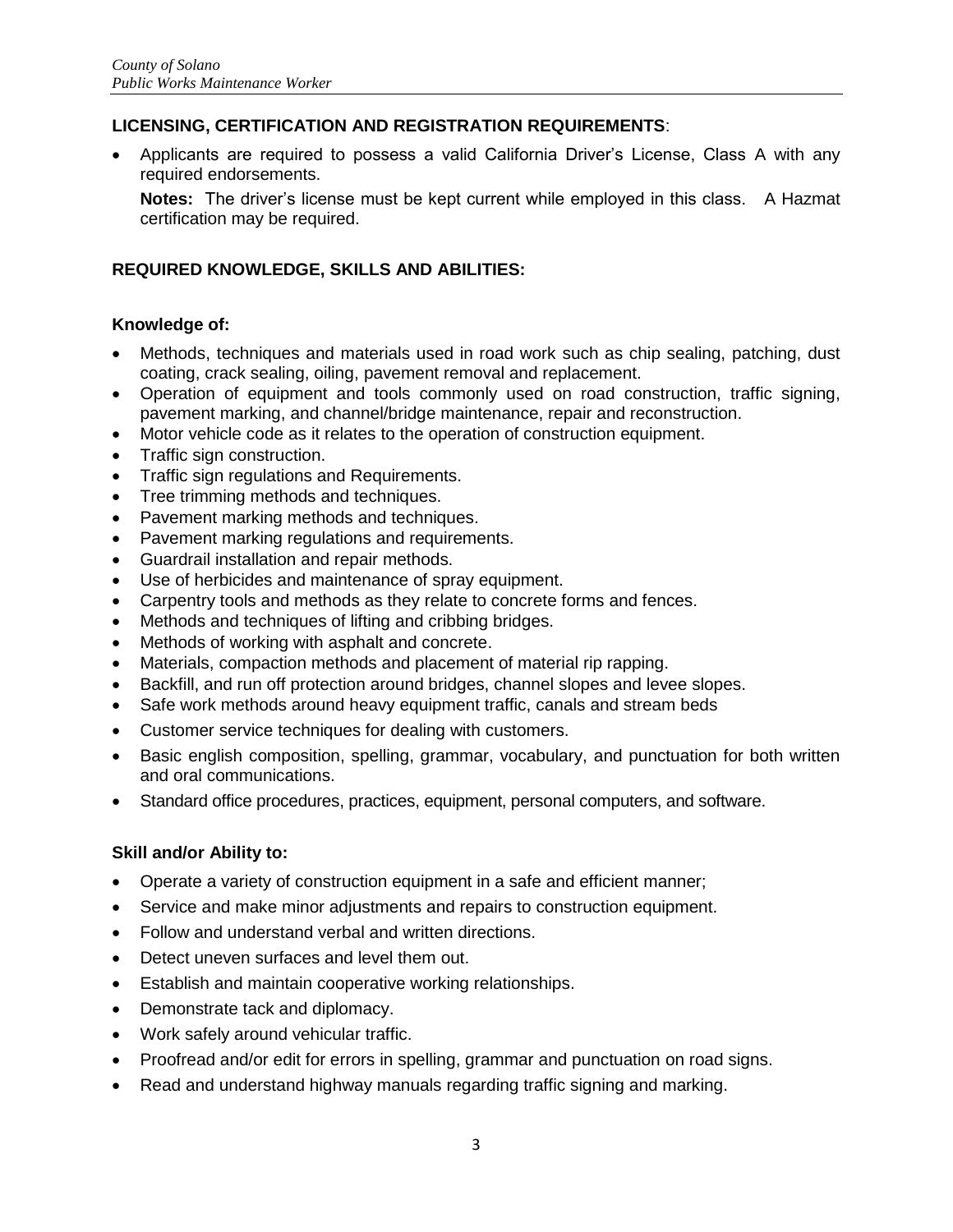**LICENSING, CERTIFICATION AND REGISTRATION REQUIREMENTS**:

- Applicants are required to possess a valid California Driver's License, Class A with any required endorsements.

  **Notes:** The driver's license must be kept current while employed in this class. A Hazmat certification may be required.

**REQUIRED KNOWLEDGE, SKILLS AND ABILITIES:**

**Knowledge of:**

- Methods, techniques and materials used in road work such as chip sealing, patching, dust coating, crack sealing, oiling, pavement removal and replacement.
- Operation of equipment and tools commonly used on road construction, traffic signing, pavement marking, and channel/bridge maintenance, repair and reconstruction.
- Motor vehicle code as it relates to the operation of construction equipment.
- Traffic sign construction.
- Traffic sign regulations and Requirements.
- Tree trimming methods and techniques.
- Pavement marking methods and techniques.
- Pavement marking regulations and requirements.
- Guardrail installation and repair methods.
- Use of herbicides and maintenance of spray equipment.
- Carpentry tools and methods as they relate to concrete forms and fences.
- Methods and techniques of lifting and cribbing bridges.
- Methods of working with asphalt and concrete.
- Materials, compaction methods and placement of material rip rapping.
- Backfill, and run off protection around bridges, channel slopes and levee slopes.
- Safe work methods around heavy equipment traffic, canals and stream beds
- Customer service techniques for dealing with customers.
- Basic english composition, spelling, grammar, vocabulary, and punctuation for both written and oral communications.
- Standard office procedures, practices, equipment, personal computers, and software.

**Skill and/or Ability to:**

- Operate a variety of construction equipment in a safe and efficient manner;
- Service and make minor adjustments and repairs to construction equipment.
- Follow and understand verbal and written directions.
- Detect uneven surfaces and level them out.
- Establish and maintain cooperative working relationships.
- Demonstrate tack and diplomacy.
- Work safely around vehicular traffic.
- Proofread and/or edit for errors in spelling, grammar and punctuation on road signs.
- Read and understand highway manuals regarding traffic signing and marking.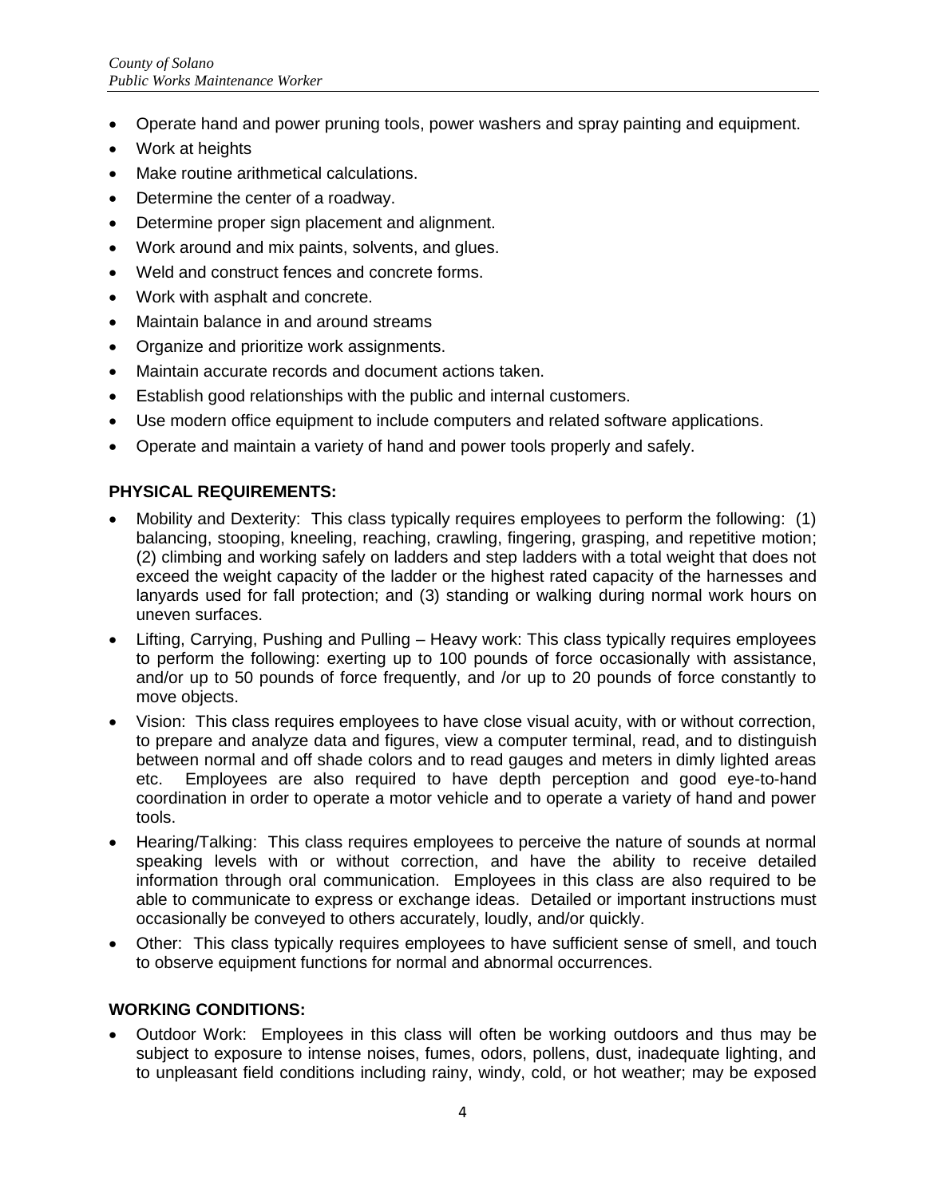- Operate hand and power pruning tools, power washers and spray painting and equipment.
- Work at heights
- Make routine arithmetical calculations.
- Determine the center of a roadway.
- Determine proper sign placement and alignment.
- Work around and mix paints, solvents, and glues.
- Weld and construct fences and concrete forms.
- Work with asphalt and concrete.
- Maintain balance in and around streams
- Organize and prioritize work assignments.
- Maintain accurate records and document actions taken.
- Establish good relationships with the public and internal customers.
- Use modern office equipment to include computers and related software applications.
- Operate and maintain a variety of hand and power tools properly and safely.

**PHYSICAL REQUIREMENTS:**

- Mobility and Dexterity: This class typically requires employees to perform the following: (1) balancing, stooping, kneeling, reaching, crawling, fingering, grasping, and repetitive motion; (2) climbing and working safely on ladders and step ladders with a total weight that does not exceed the weight capacity of the ladder or the highest rated capacity of the harnesses and lanyards used for fall protection; and (3) standing or walking during normal work hours on uneven surfaces.
- Lifting, Carrying, Pushing and Pulling – Heavy work: This class typically requires employees to perform the following: exerting up to 100 pounds of force occasionally with assistance, and/or up to 50 pounds of force frequently, and /or up to 20 pounds of force constantly to move objects.
- Vision: This class requires employees to have close visual acuity, with or without correction, to prepare and analyze data and figures, view a computer terminal, read, and to distinguish between normal and off shade colors and to read gauges and meters in dimly lighted areas etc. Employees are also required to have depth perception and good eye-to-hand coordination in order to operate a motor vehicle and to operate a variety of hand and power tools.
- Hearing/Talking: This class requires employees to perceive the nature of sounds at normal speaking levels with or without correction, and have the ability to receive detailed information through oral communication. Employees in this class are also required to be able to communicate to express or exchange ideas. Detailed or important instructions must occasionally be conveyed to others accurately, loudly, and/or quickly.
- Other: This class typically requires employees to have sufficient sense of smell, and touch to observe equipment functions for normal and abnormal occurrences.

**WORKING CONDITIONS:**

- Outdoor Work: Employees in this class will often be working outdoors and thus may be subject to exposure to intense noises, fumes, odors, pollens, dust, inadequate lighting, and to unpleasant field conditions including rainy, windy, cold, or hot weather; may be exposed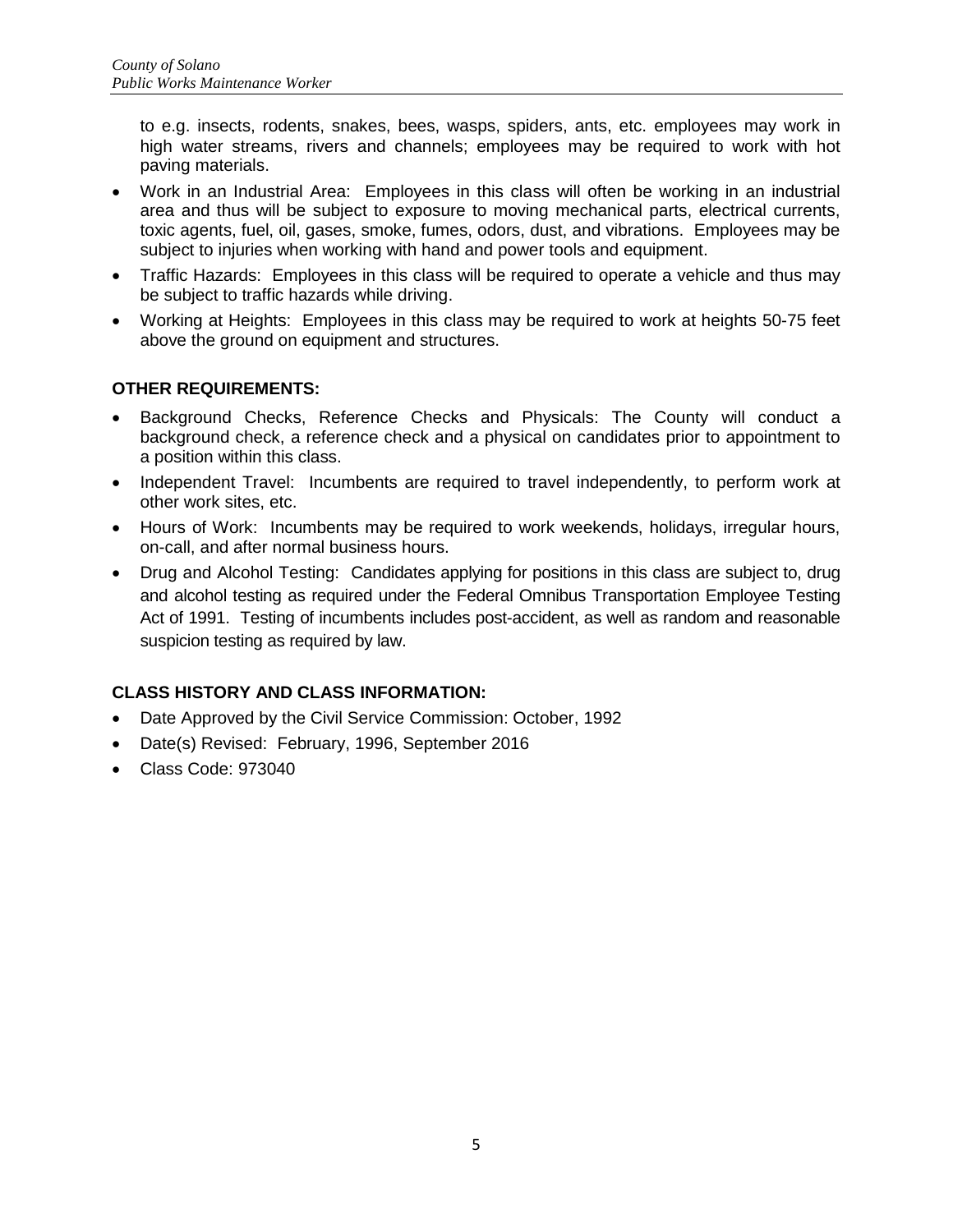to e.g. insects, rodents, snakes, bees, wasps, spiders, ants, etc. employees may work in high water streams, rivers and channels; employees may be required to work with hot paving materials.

- Work in an Industrial Area: Employees in this class will often be working in an industrial area and thus will be subject to exposure to moving mechanical parts, electrical currents, toxic agents, fuel, oil, gases, smoke, fumes, odors, dust, and vibrations. Employees may be subject to injuries when working with hand and power tools and equipment.
- Traffic Hazards: Employees in this class will be required to operate a vehicle and thus may be subject to traffic hazards while driving.
- Working at Heights: Employees in this class may be required to work at heights 50-75 feet above the ground on equipment and structures.

**OTHER REQUIREMENTS:**

- Background Checks, Reference Checks and Physicals: The County will conduct a background check, a reference check and a physical on candidates prior to appointment to a position within this class.
- Independent Travel: Incumbents are required to travel independently, to perform work at other work sites, etc.
- Hours of Work: Incumbents may be required to work weekends, holidays, irregular hours, on-call, and after normal business hours.
- Drug and Alcohol Testing: Candidates applying for positions in this class are subject to, drug and alcohol testing as required under the Federal Omnibus Transportation Employee Testing Act of 1991. Testing of incumbents includes post-accident, as well as random and reasonable suspicion testing as required by law.

**CLASS HISTORY AND CLASS INFORMATION:**

- Date Approved by the Civil Service Commission: October, 1992
- Date(s) Revised: February, 1996, September 2016
- Class Code: 973040